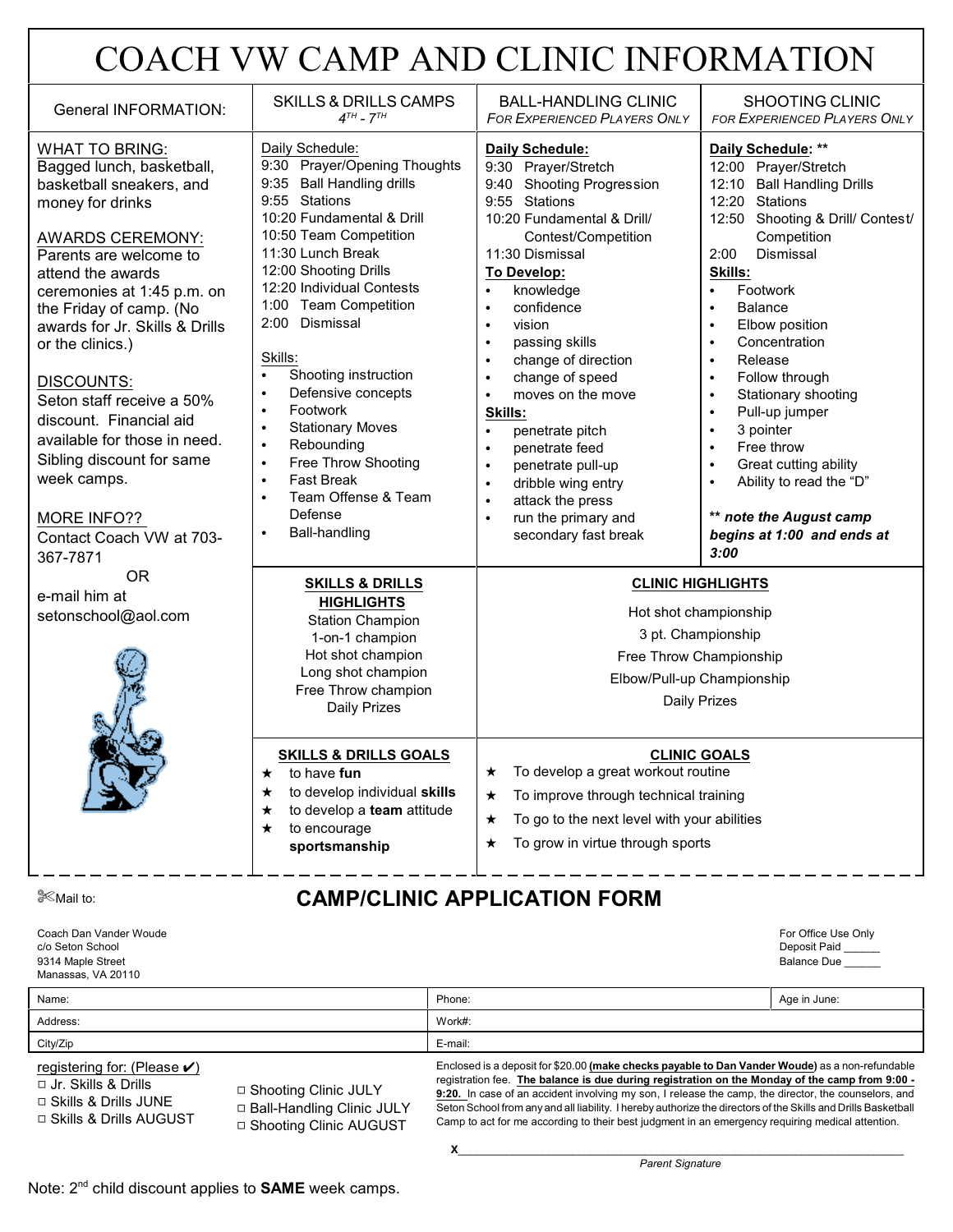# COACH VW CAMP AND CLINIC INFORMATION

## General INFORMATION:

WHAT TO BRING:
Bagged lunch, basketball, basketball sneakers, and money for drinks

AWARDS CEREMONY:
Parents are welcome to attend the awards ceremonies at 1:45 p.m. on the Friday of camp. (No awards for Jr. Skills & Drills or the clinics.)

DISCOUNTS:
Seton staff receive a 50% discount. Financial aid available for those in need. Sibling discount for same week camps.

MORE INFO??
Contact Coach VW at 703-367-7871
OR
e-mail him at setonschool@aol.com

## SKILLS & DRILLS CAMPS
*4TH - 7TH*

Daily Schedule:
- 9:30 Prayer/Opening Thoughts
- 9:35 Ball Handling drills
- 9:55 Stations
- 10:20 Fundamental & Drill
- 10:50 Team Competition
- 11:30 Lunch Break
- 12:00 Shooting Drills
- 12:20 Individual Contests
- 1:00 Team Competition
- 2:00 Dismissal

Skills:
- Shooting instruction
- Defensive concepts
- Footwork
- Stationary Moves
- Rebounding
- Free Throw Shooting
- Fast Break
- Team Offense & Team Defense
- Ball-handling

## BALL-HANDLING CLINIC
*FOR EXPERIENCED PLAYERS ONLY*

**Daily Schedule:**
- 9:30 Prayer/Stretch
- 9:40 Shooting Progression
- 9:55 Stations
- 10:20 Fundamental & Drill/ Contest/Competition
- 11:30 Dismissal

**To Develop:**
- knowledge
- confidence
- vision
- passing skills
- change of direction
- change of speed
- moves on the move

**Skills:**
- penetrate pitch
- penetrate feed
- penetrate pull-up
- dribble wing entry
- attack the press
- run the primary and secondary fast break

## SHOOTING CLINIC
*FOR EXPERIENCED PLAYERS ONLY*

**Daily Schedule:** **
- 12:00 Prayer/Stretch
- 12:10 Ball Handling Drills
- 12:20 Stations
- 12:50 Shooting & Drill/ Contest/ Competition
- 2:00 Dismissal

**Skills:**
- Footwork
- Balance
- Elbow position
- Concentration
- Release
- Follow through
- Stationary shooting
- Pull-up jumper
- 3 pointer
- Free throw
- Great cutting ability
- Ability to read the "D"

***** note the August camp begins at 1:00 and ends at 3:00***

## SKILLS & DRILLS HIGHLIGHTS
Station Champion
1-on-1 champion
Hot shot champion
Long shot champion
Free Throw champion
Daily Prizes

## CLINIC HIGHLIGHTS
Hot shot championship
3 pt. Championship
Free Throw Championship
Elbow/Pull-up Championship
Daily Prizes

## SKILLS & DRILLS GOALS
- ★ to have **fun**
- ★ to develop individual **skills**
- ★ to develop a **team** attitude
- ★ to encourage **sportsmanship**

## CLINIC GOALS
- ★ To develop a great workout routine
- ★ To improve through technical training
- ★ To go to the next level with your abilities
- ★ To grow in virtue through sports

---

✂Mail to:

# CAMP/CLINIC APPLICATION FORM

Coach Dan Vander Woude
c/o Seton School
9314 Maple Street
Manassas, VA 20110

For Office Use Only
Deposit Paid ______
Balance Due ______

| Name: | Phone: | Age in June: |
|---|---|---|
| Address: | Work#: | |
| City/Zip | E-mail: | |

registering for: (Please ✔)
- ☐ Jr. Skills & Drills
- ☐ Skills & Drills JUNE
- ☐ Skills & Drills AUGUST
- ☐ Shooting Clinic JULY
- ☐ Ball-Handling Clinic JULY
- ☐ Shooting Clinic AUGUST

Enclosed is a deposit for $20.00 **(make checks payable to Dan Vander Woude)** as a non-refundable registration fee. **The balance is due during registration on the Monday of the camp from 9:00 - 9:20.** In case of an accident involving my son, I release the camp, the director, the counselors, and Seton School from any and all liability. I hereby authorize the directors of the Skills and Drills Basketball Camp to act for me according to their best judgment in an emergency requiring medical attention.

x______________________________________________
*Parent Signature*

Note: 2nd child discount applies to **SAME** week camps.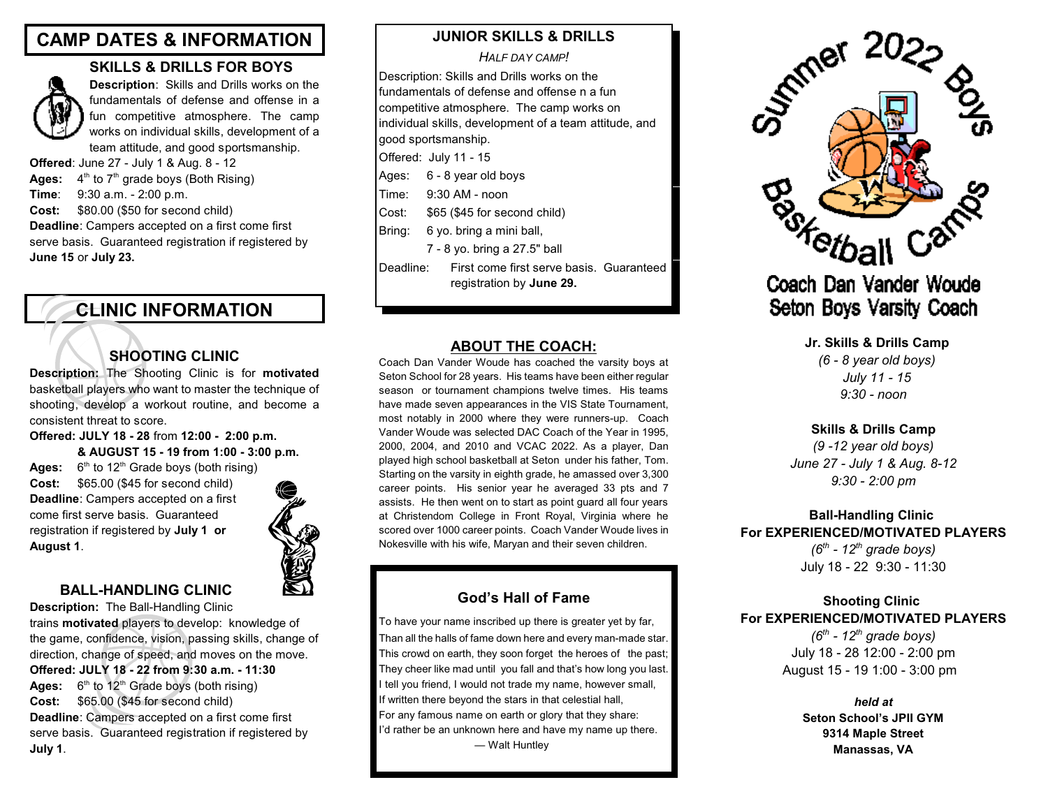# CAMP DATES & INFORMATION

## SKILLS & DRILLS FOR BOYS

**Description**: Skills and Drills works on the fundamentals of defense and offense in a fun competitive atmosphere. The camp works on individual skills, development of a team attitude, and good sportsmanship.

**Offered**: June 27 - July 1 & Aug. 8 - 12
**Ages:** 4th to 7th grade boys (Both Rising)
**Time**: 9:30 a.m. - 2:00 p.m.
**Cost:** $80.00 ($50 for second child)
**Deadline**: Campers accepted on a first come first serve basis. Guaranteed registration if registered by **June 15** or **July 23.**

# CLINIC INFORMATION

## SHOOTING CLINIC

**Description:** The Shooting Clinic is for **motivated** basketball players who want to master the technique of shooting, develop a workout routine, and become a consistent threat to score.

**Offered: JULY 18 - 28** from **12:00 - 2:00 p.m.**
**& AUGUST 15 - 19 from 1:00 - 3:00 p.m.**
**Ages:** 6th to 12th Grade boys (both rising)
**Cost:** $65.00 ($45 for second child)
**Deadline**: Campers accepted on a first come first serve basis. Guaranteed registration if registered by **July 1 or August 1**.

## BALL-HANDLING CLINIC

**Description:** The Ball-Handling Clinic trains **motivated** players to develop: knowledge of the game, confidence, vision, passing skills, change of direction, change of speed, and moves on the move.

**Offered: JULY 18 - 22 from 9:30 a.m. - 11:30**
**Ages:** 6th to 12th Grade boys (both rising)
**Cost:** $65.00 ($45 for second child)
**Deadline**: Campers accepted on a first come first serve basis. Guaranteed registration if registered by **July 1**.

## JUNIOR SKILLS & DRILLS

*HALF DAY CAMP!*

Description: Skills and Drills works on the fundamentals of defense and offense n a fun competitive atmosphere. The camp works on individual skills, development of a team attitude, and good sportsmanship.

Offered: July 11 - 15
Ages: 6 - 8 year old boys
Time: 9:30 AM - noon
Cost: $65 ($45 for second child)
Bring: 6 yo. bring a mini ball,
7 - 8 yo. bring a 27.5" ball
Deadline: First come first serve basis. Guaranteed registration by **June 29.**

## ABOUT THE COACH:

Coach Dan Vander Woude has coached the varsity boys at Seton School for 28 years. His teams have been either regular season or tournament champions twelve times. His teams have made seven appearances in the VIS State Tournament, most notably in 2000 where they were runners-up. Coach Vander Woude was selected DAC Coach of the Year in 1995, 2000, 2004, and 2010 and VCAC 2022. As a player, Dan played high school basketball at Seton under his father, Tom. Starting on the varsity in eighth grade, he amassed over 3,300 career points. His senior year he averaged 33 pts and 7 assists. He then went on to start as point guard all four years at Christendom College in Front Royal, Virginia where he scored over 1000 career points. Coach Vander Woude lives in Nokesville with his wife, Maryan and their seven children.

## God's Hall of Fame

To have your name inscribed up there is greater yet by far,
Than all the halls of fame down here and every man-made star.
This crowd on earth, they soon forget the heroes of the past;
They cheer like mad until you fall and that's how long you last.
I tell you friend, I would not trade my name, however small,
If written there beyond the stars in that celestial hall,
For any famous name on earth or glory that they share:
I'd rather be an unknown here and have my name up there.

— Walt Huntley

# Summer 2022 Boys Basketball Camps

Coach Dan Vander Woude
Seton Boys Varsity Coach

**Jr. Skills & Drills Camp**
*(6 - 8 year old boys)*
*July 11 - 15*
*9:30 - noon*

**Skills & Drills Camp**
*(9 -12 year old boys)*
*June 27 - July 1 & Aug. 8-12*
*9:30 - 2:00 pm*

**Ball-Handling Clinic**
**For EXPERIENCED/MOTIVATED PLAYERS**
*(6th - 12th grade boys)*
July 18 - 22 9:30 - 11:30

**Shooting Clinic**
**For EXPERIENCED/MOTIVATED PLAYERS**
*(6th - 12th grade boys)*
July 18 - 28 12:00 - 2:00 pm
August 15 - 19 1:00 - 3:00 pm

***held at***
**Seton School's JPII GYM**
**9314 Maple Street**
**Manassas, VA**